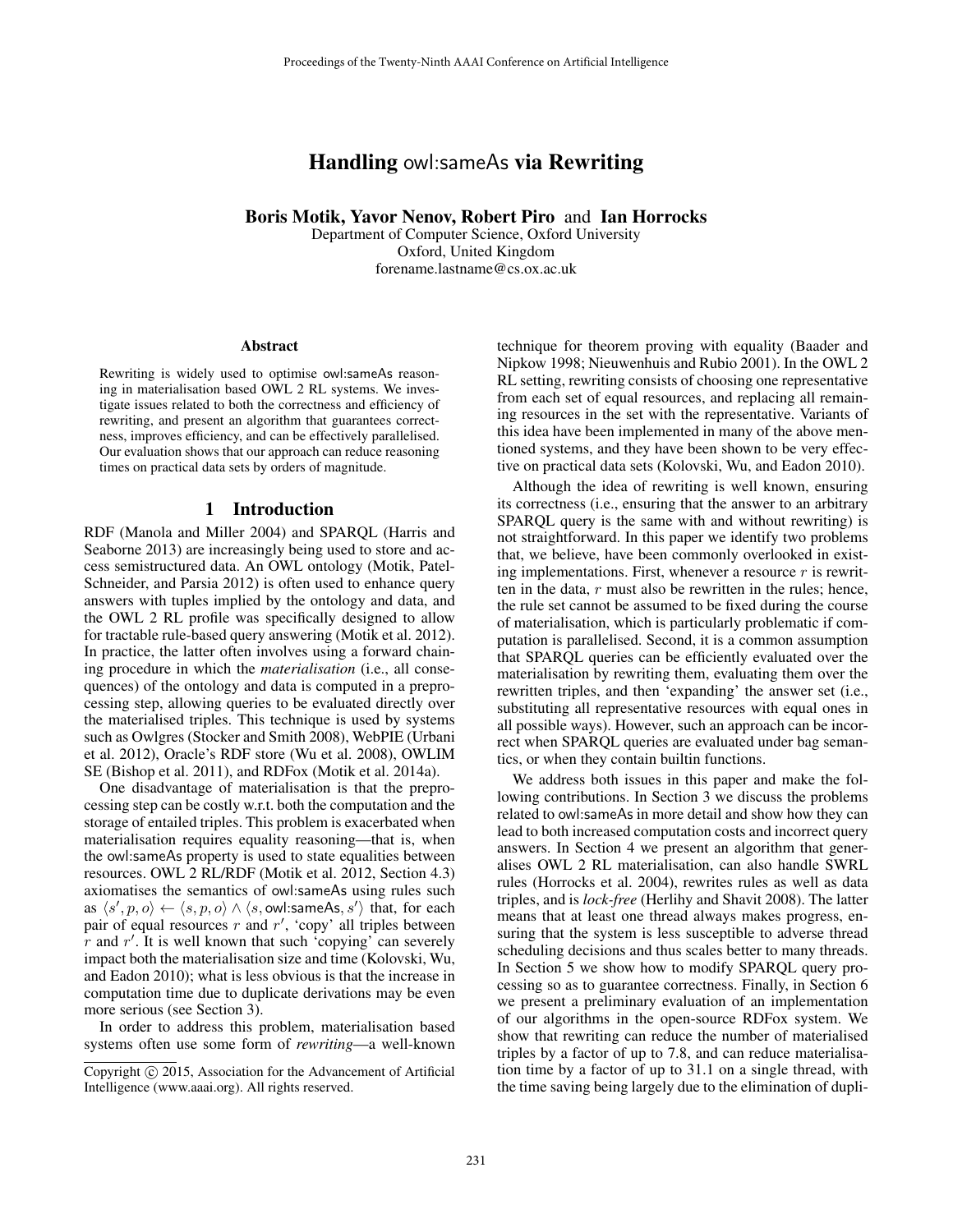# Handling owl:sameAs via Rewriting

**Boris Motik, Yavor Nenov, Robert Piro and Ian Horrocks**
Department of Computer Science, Oxford University
Oxford, United Kingdom
forename.lastname@cs.ox.ac.uk

### Abstract

Rewriting is widely used to optimise owl:sameAs reasoning in materialisation based OWL 2 RL systems. We investigate issues related to both the correctness and efficiency of rewriting, and present an algorithm that guarantees correctness, improves efficiency, and can be effectively parallelised. Our evaluation shows that our approach can reduce reasoning times on practical data sets by orders of magnitude.

## 1 Introduction

RDF (Manola and Miller 2004) and SPARQL (Harris and Seaborne 2013) are increasingly being used to store and access semistructured data. An OWL ontology (Motik, Patel-Schneider, and Parsia 2012) is often used to enhance query answers with tuples implied by the ontology and data, and the OWL 2 RL profile was specifically designed to allow for tractable rule-based query answering (Motik et al. 2012). In practice, the latter often involves using a forward chaining procedure in which the *materialisation* (i.e., all consequences) of the ontology and data is computed in a preprocessing step, allowing queries to be evaluated directly over the materialised triples. This technique is used by systems such as Owlgres (Stocker and Smith 2008), WebPIE (Urbani et al. 2012), Oracle's RDF store (Wu et al. 2008), OWLIM SE (Bishop et al. 2011), and RDFox (Motik et al. 2014a).

One disadvantage of materialisation is that the preprocessing step can be costly w.r.t. both the computation and the storage of entailed triples. This problem is exacerbated when materialisation requires equality reasoning—that is, when the owl:sameAs property is used to state equalities between resources. OWL 2 RL/RDF (Motik et al. 2012, Section 4.3) axiomatises the semantics of owl:sameAs using rules such as $\langle s', p, o\rangle \leftarrow \langle s, p, o\rangle \wedge \langle s, \text{owl:sameAs}, s'\rangle$ that, for each pair of equal resources $r$ and $r'$, 'copy' all triples between $r$ and $r'$. It is well known that such 'copying' can severely impact both the materialisation size and time (Kolovski, Wu, and Eadon 2010); what is less obvious is that the increase in computation time due to duplicate derivations may be even more serious (see Section 3).

In order to address this problem, materialisation based systems often use some form of *rewriting*—a well-known technique for theorem proving with equality (Baader and Nipkow 1998; Nieuwenhuis and Rubio 2001). In the OWL 2 RL setting, rewriting consists of choosing one representative from each set of equal resources, and replacing all remaining resources in the set with the representative. Variants of this idea have been implemented in many of the above mentioned systems, and they have been shown to be very effective on practical data sets (Kolovski, Wu, and Eadon 2010).

Although the idea of rewriting is well known, ensuring its correctness (i.e., ensuring that the answer to an arbitrary SPARQL query is the same with and without rewriting) is not straightforward. In this paper we identify two problems that, we believe, have been commonly overlooked in existing implementations. First, whenever a resource $r$ is rewritten in the data, $r$ must also be rewritten in the rules; hence, the rule set cannot be assumed to be fixed during the course of materialisation, which is particularly problematic if computation is parallelised. Second, it is a common assumption that SPARQL queries can be efficiently evaluated over the materialisation by rewriting them, evaluating them over the rewritten triples, and then 'expanding' the answer set (i.e., substituting all representative resources with equal ones in all possible ways). However, such an approach can be incorrect when SPARQL queries are evaluated under bag semantics, or when they contain builtin functions.

We address both issues in this paper and make the following contributions. In Section 3 we discuss the problems related to owl:sameAs in more detail and show how they can lead to both increased computation costs and incorrect query answers. In Section 4 we present an algorithm that generalises OWL 2 RL materialisation, can also handle SWRL rules (Horrocks et al. 2004), rewrites rules as well as data triples, and is *lock-free* (Herlihy and Shavit 2008). The latter means that at least one thread always makes progress, ensuring that the system is less susceptible to adverse thread scheduling decisions and thus scales better to many threads. In Section 5 we show how to modify SPARQL query processing so as to guarantee correctness. Finally, in Section 6 we present a preliminary evaluation of an implementation of our algorithms in the open-source RDFox system. We show that rewriting can reduce the number of materialised triples by a factor of up to 7.8, and can reduce materialisation time by a factor of up to 31.1 on a single thread, with the time saving being largely due to the elimination of dupli-

Copyright © 2015, Association for the Advancement of Artificial Intelligence (www.aaai.org). All rights reserved.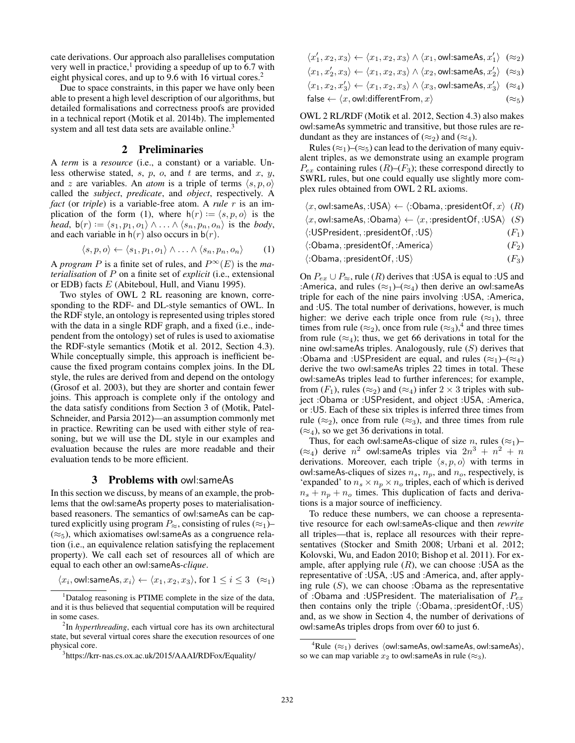cate derivations. Our approach also parallelises computation very well in practice,[1] providing a speedup of up to 6.7 with eight physical cores, and up to 9.6 with 16 virtual cores.[2]

Due to space constraints, in this paper we have only been able to present a high level description of our algorithms, but detailed formalisations and correctness proofs are provided in a technical report (Motik et al. 2014b). The implemented system and all test data sets are available online.[3]

## 2 Preliminaries

A *term* is a *resource* (i.e., a constant) or a variable. Unless otherwise stated, $s$, $p$, $o$, and $t$ are terms, and $x$, $y$, and $z$ are variables. An *atom* is a triple of terms $\langle s, p, o\rangle$ called the *subject*, *predicate*, and *object*, respectively. A *fact* (or *triple*) is a variable-free atom. A *rule* $r$ is an implication of the form (1), where $\mathsf{h}(r) := \langle s, p, o\rangle$ is the *head*, $\mathsf{b}(r) := \langle s_1, p_1, o_1\rangle \wedge \ldots \wedge \langle s_n, p_n, o_n\rangle$ is the *body*, and each variable in $\mathsf{h}(r)$ also occurs in $\mathsf{b}(r)$.

$$\langle s, p, o\rangle \leftarrow \langle s_1, p_1, o_1\rangle \wedge \ldots \wedge \langle s_n, p_n, o_n\rangle \quad (1)$$

A *program* $P$ is a finite set of rules, and $P^\infty(E)$ is the *materialisation* of $P$ on a finite set of *explicit* (i.e., extensional or EDB) facts $E$ (Abiteboul, Hull, and Vianu 1995).

Two styles of OWL 2 RL reasoning are known, corresponding to the RDF- and DL-style semantics of OWL. In the RDF style, an ontology is represented using triples stored with the data in a single RDF graph, and a fixed (i.e., independent from the ontology) set of rules is used to axiomatise the RDF-style semantics (Motik et al. 2012, Section 4.3). While conceptually simple, this approach is inefficient because the fixed program contains complex joins. In the DL style, the rules are derived from and depend on the ontology (Grosof et al. 2003), but they are shorter and contain fewer joins. This approach is complete only if the ontology and the data satisfy conditions from Section 3 of (Motik, Patel-Schneider, and Parsia 2012)—an assumption commonly met in practice. Rewriting can be used with either style of reasoning, but we will use the DL style in our examples and evaluation because the rules are more readable and their evaluation tends to be more efficient.

## 3 Problems with owl:sameAs

In this section we discuss, by means of an example, the problems that the owl:sameAs property poses to materialisation-based reasoners. The semantics of owl:sameAs can be captured explicitly using program $P_\approx$, consisting of rules ($\approx_1$)–($\approx_5$), which axiomatises owl:sameAs as a congruence relation (i.e., an equivalence relation satisfying the replacement property). We call each set of resources all of which are equal to each other an owl:sameAs-*clique*.

$$\langle x_i, \mathsf{owl{:}sameAs}, x_i\rangle \leftarrow \langle x_1, x_2, x_3\rangle, \text{ for } 1 \le i \le 3 \quad (\approx_1)$$

$$\langle x_1', x_2, x_3\rangle \leftarrow \langle x_1, x_2, x_3\rangle \wedge \langle x_1, \mathsf{owl{:}sameAs}, x_1'\rangle \quad (\approx_2)$$

$$\langle x_1, x_2', x_3\rangle \leftarrow \langle x_1, x_2, x_3\rangle \wedge \langle x_2, \mathsf{owl{:}sameAs}, x_2'\rangle \quad (\approx_3)$$

$$\langle x_1, x_2, x_3'\rangle \leftarrow \langle x_1, x_2, x_3\rangle \wedge \langle x_3, \mathsf{owl{:}sameAs}, x_3'\rangle \quad (\approx_4)$$

$$\mathsf{false} \leftarrow \langle x, \mathsf{owl{:}differentFrom}, x\rangle \quad (\approx_5)$$

OWL 2 RL/RDF (Motik et al. 2012, Section 4.3) also makes owl:sameAs symmetric and transitive, but those rules are redundant as they are instances of ($\approx_2$) and ($\approx_4$).

Rules ($\approx_1$)–($\approx_5$) can lead to the derivation of many equivalent triples, as we demonstrate using an example program $P_{ex}$ containing rules ($R$)–($F_3$); these correspond directly to SWRL rules, but one could equally use slightly more complex rules obtained from OWL 2 RL axioms.

$$\langle x, \mathsf{owl{:}sameAs}, \mathsf{:USA}\rangle \leftarrow \langle \mathsf{:Obama}, \mathsf{:presidentOf}, x\rangle \quad (R)$$

$$\langle x, \mathsf{owl{:}sameAs}, \mathsf{:Obama}\rangle \leftarrow \langle x, \mathsf{:presidentOf}, \mathsf{:USA}\rangle \quad (S)$$

$$\langle \mathsf{:USPresident}, \mathsf{:presidentOf}, \mathsf{:US}\rangle \quad (F_1)$$

$$\langle \mathsf{:Obama}, \mathsf{:presidentOf}, \mathsf{:America}\rangle \quad (F_2)$$

$$\langle \mathsf{:Obama}, \mathsf{:presidentOf}, \mathsf{:US}\rangle \quad (F_3)$$

On $P_{ex} \cup P_\approx$, rule ($R$) derives that :USA is equal to :US and :America, and rules ($\approx_1$)–($\approx_4$) then derive an owl:sameAs triple for each of the nine pairs involving :USA, :America, and :US. The total number of derivations, however, is much higher: we derive each triple once from rule ($\approx_1$), three times from rule ($\approx_2$), once from rule ($\approx_3$),[4] and three times from rule ($\approx_4$); thus, we get 66 derivations in total for the nine owl:sameAs triples. Analogously, rule ($S$) derives that :Obama and :USPresident are equal, and rules ($\approx_1$)–($\approx_4$) derive the two owl:sameAs triples 22 times in total. These owl:sameAs triples lead to further inferences; for example, from ($F_1$), rules ($\approx_2$) and ($\approx_4$) infer $2 \times 3$ triples with subject :Obama or :USPresident, and object :USA, :America, or :US. Each of these six triples is inferred three times from rule ($\approx_2$), once from rule ($\approx_3$), and three times from rule ($\approx_4$), so we get 36 derivations in total.

Thus, for each owl:sameAs-clique of size $n$, rules ($\approx_1$)–($\approx_4$) derive $n^2$ owl:sameAs triples via $2n^3 + n^2 + n$ derivations. Moreover, each triple $\langle s, p, o\rangle$ with terms in owl:sameAs-cliques of sizes $n_s$, $n_p$, and $n_o$, respectively, is 'expanded' to $n_s \times n_p \times n_o$ triples, each of which is derived $n_s + n_p + n_o$ times. This duplication of facts and derivations is a major source of inefficiency.

To reduce these numbers, we can choose a representative resource for each owl:sameAs-clique and then *rewrite* all triples—that is, replace all resources with their representatives (Stocker and Smith 2008; Urbani et al. 2012; Kolovski, Wu, and Eadon 2010; Bishop et al. 2011). For example, after applying rule ($R$), we can choose :USA as the representative of :USA, :US and :America, and, after applying rule ($S$), we can choose :Obama as the representative of :Obama and :USPresident. The materialisation of $P_{ex}$ then contains only the triple $\langle \mathsf{:Obama}, \mathsf{:presidentOf}, \mathsf{:US}\rangle$ and, as we show in Section 4, the number of derivations of owl:sameAs triples drops from over 60 to just 6.

[1] Datalog reasoning is PTIME complete in the size of the data, and it is thus believed that sequential computation will be required in some cases.

[2] In *hyperthreading*, each virtual core has its own architectural state, but several virtual cores share the execution resources of one physical core.

[3] https://krr-nas.cs.ox.ac.uk/2015/AAAI/RDFox/Equality/

[4] Rule ($\approx_1$) derives $\langle \mathsf{owl{:}sameAs}, \mathsf{owl{:}sameAs}, \mathsf{owl{:}sameAs}\rangle$, so we can map variable $x_2$ to owl:sameAs in rule ($\approx_3$).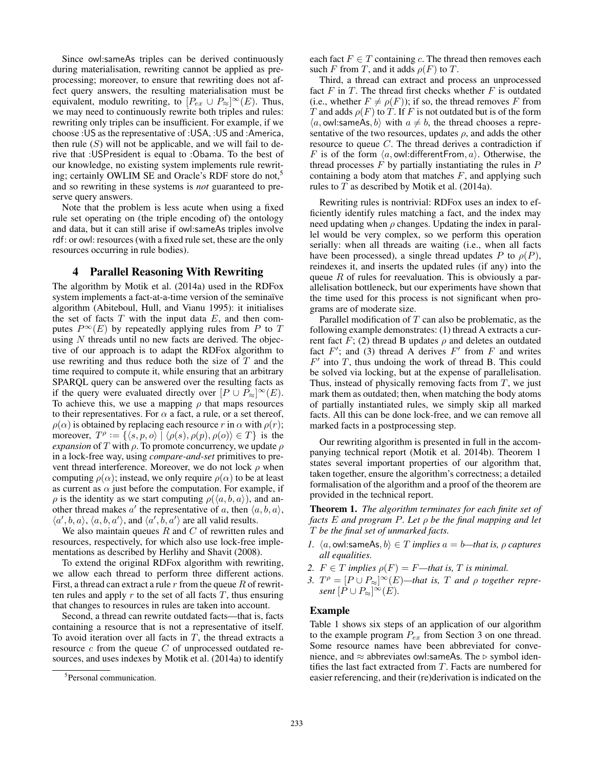Since owl:sameAs triples can be derived continuously during materialisation, rewriting cannot be applied as preprocessing; moreover, to ensure that rewriting does not affect query answers, the resulting materialisation must be equivalent, modulo rewriting, to $[P_{ex} \cup P_{\approx}]^{\infty}(E)$. Thus, we may need to continuously rewrite both triples and rules: rewriting only triples can be insufficient. For example, if we choose :US as the representative of :USA, :US and :America, then rule $(S)$ will not be applicable, and we will fail to derive that :USPresident is equal to :Obama. To the best of our knowledge, no existing system implements rule rewriting; certainly OWLIM SE and Oracle's RDF store do not,[5] and so rewriting in these systems is *not* guaranteed to preserve query answers.

Note that the problem is less acute when using a fixed rule set operating on (the triple encoding of) the ontology and data, but it can still arise if owl:sameAs triples involve rdf: or owl: resources (with a fixed rule set, these are the only resources occurring in rule bodies).

## 4 Parallel Reasoning With Rewriting

The algorithm by Motik et al. (2014a) used in the RDFox system implements a fact-at-a-time version of the seminaïve algorithm (Abiteboul, Hull, and Vianu 1995): it initialises the set of facts $T$ with the input data $E$, and then computes $P^{\infty}(E)$ by repeatedly applying rules from $P$ to $T$ using $N$ threads until no new facts are derived. The objective of our approach is to adapt the RDFox algorithm to use rewriting and thus reduce both the size of $T$ and the time required to compute it, while ensuring that an arbitrary SPARQL query can be answered over the resulting facts as if the query were evaluated directly over $[P \cup P_{\approx}]^{\infty}(E)$. To achieve this, we use a mapping $\rho$ that maps resources to their representatives. For $\alpha$ a fact, a rule, or a set thereof, $\rho(\alpha)$ is obtained by replacing each resource $r$ in $\alpha$ with $\rho(r)$; moreover, $T^{\rho} := \{\langle s, p, o\rangle \mid \langle \rho(s), \rho(p), \rho(o)\rangle \in T\}$ is the *expansion* of $T$ with $\rho$. To promote concurrency, we update $\rho$ in a lock-free way, using *compare-and-set* primitives to prevent thread interference. Moreover, we do not lock $\rho$ when computing $\rho(\alpha)$; instead, we only require $\rho(\alpha)$ to be at least as current as $\alpha$ just before the computation. For example, if $\rho$ is the identity as we start computing $\rho(\langle a, b, a\rangle)$, and another thread makes $a'$ the representative of $a$, then $\langle a, b, a\rangle$, $\langle a', b, a\rangle$, $\langle a, b, a'\rangle$, and $\langle a', b, a'\rangle$ are all valid results.

We also maintain queues $R$ and $C$ of rewritten rules and resources, respectively, for which also use lock-free implementations as described by Herlihy and Shavit (2008).

To extend the original RDFox algorithm with rewriting, we allow each thread to perform three different actions. First, a thread can extract a rule $r$ from the queue $R$ of rewritten rules and apply $r$ to the set of all facts $T$, thus ensuring that changes to resources in rules are taken into account.

Second, a thread can rewrite outdated facts—that is, facts containing a resource that is not a representative of itself. To avoid iteration over all facts in $T$, the thread extracts a resource $c$ from the queue $C$ of unprocessed outdated resources, and uses indexes by Motik et al. (2014a) to identify each fact $F \in T$ containing $c$. The thread then removes each such $F$ from $T$, and it adds $\rho(F)$ to $T$.

Third, a thread can extract and process an unprocessed fact $F$ in $T$. The thread first checks whether $F$ is outdated (i.e., whether $F \neq \rho(F)$); if so, the thread removes $F$ from $T$ and adds $\rho(F)$ to $T$. If $F$ is not outdated but is of the form $\langle a, \text{owl:sameAs}, b\rangle$ with $a \neq b$, the thread chooses a representative of the two resources, updates $\rho$, and adds the other resource to queue $C$. The thread derives a contradiction if $F$ is of the form $\langle a, \text{owl:differentFrom}, a\rangle$. Otherwise, the thread processes $F$ by partially instantiating the rules in $P$ containing a body atom that matches $F$, and applying such rules to $T$ as described by Motik et al. (2014a).

Rewriting rules is nontrivial: RDFox uses an index to efficiently identify rules matching a fact, and the index may need updating when $\rho$ changes. Updating the index in parallel would be very complex, so we perform this operation serially: when all threads are waiting (i.e., when all facts have been processed), a single thread updates $P$ to $\rho(P)$, reindexes it, and inserts the updated rules (if any) into the queue $R$ of rules for reevaluation. This is obviously a parallelisation bottleneck, but our experiments have shown that the time used for this process is not significant when programs are of moderate size.

Parallel modification of $T$ can also be problematic, as the following example demonstrates: (1) thread A extracts a current fact $F$; (2) thread B updates $\rho$ and deletes an outdated fact $F'$; and (3) thread A derives $F'$ from $F$ and writes $F'$ into $T$, thus undoing the work of thread B. This could be solved via locking, but at the expense of parallelisation. Thus, instead of physically removing facts from $T$, we just mark them as outdated; then, when matching the body atoms of partially instantiated rules, we simply skip all marked facts. All this can be done lock-free, and we can remove all marked facts in a postprocessing step.

Our rewriting algorithm is presented in full in the accompanying technical report (Motik et al. 2014b). Theorem 1 states several important properties of our algorithm that, taken together, ensure the algorithm's correctness; a detailed formalisation of the algorithm and a proof of the theorem are provided in the technical report.

**Theorem 1.** *The algorithm terminates for each finite set of facts $E$ and program $P$. Let $\rho$ be the final mapping and let $T$ be the final set of unmarked facts.*

1. *$\langle a, \text{owl:sameAs}, b\rangle \in T$ implies $a = b$—that is, $\rho$ captures all equalities.*
2. *$F \in T$ implies $\rho(F) = F$—that is, $T$ is minimal.*
3. *$T^{\rho} = [P \cup P_{\approx}]^{\infty}(E)$—that is, $T$ and $\rho$ together represent $[P \cup P_{\approx}]^{\infty}(E)$.*

### Example

Table 1 shows six steps of an application of our algorithm to the example program $P_{ex}$ from Section 3 on one thread. Some resource names have been abbreviated for convenience, and $\approx$ abbreviates owl:sameAs. The $\triangleright$ symbol identifies the last fact extracted from $T$. Facts are numbered for easier referencing, and their (re)derivation is indicated on the

[5] Personal communication.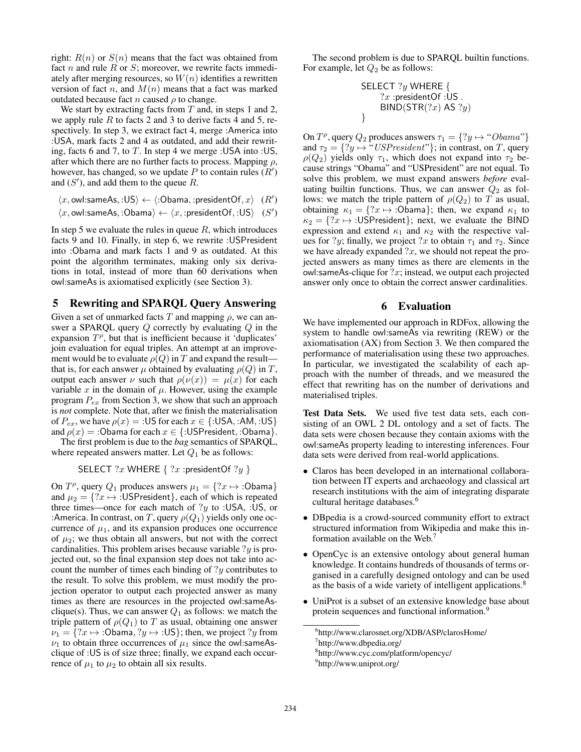right: $R(n)$ or $S(n)$ means that the fact was obtained from fact $n$ and rule $R$ or $S$; moreover, we rewrite facts immediately after merging resources, so $W(n)$ identifies a rewritten version of fact $n$, and $M(n)$ means that a fact was marked outdated because fact $n$ caused $\rho$ to change.

We start by extracting facts from $T$ and, in steps 1 and 2, we apply rule $R$ to facts 2 and 3 to derive facts 4 and 5, respectively. In step 3, we extract fact 4, merge :America into :USA, mark facts 2 and 4 as outdated, and add their rewriting, facts 6 and 7, to $T$. In step 4 we merge :USA into :US, after which there are no further facts to process. Mapping $\rho$, however, has changed, so we update $P$ to contain rules $(R')$ and $(S')$, and add them to the queue $R$.

$$\langle x, \text{owl:sameAs}, \text{:US}\rangle \leftarrow \langle \text{:Obama}, \text{:presidentOf}, x\rangle \quad (R')$$

$$\langle x, \text{owl:sameAs}, \text{:Obama}\rangle \leftarrow \langle x, \text{:presidentOf}, \text{:US}\rangle \quad (S')$$

In step 5 we evaluate the rules in queue $R$, which introduces facts 9 and 10. Finally, in step 6, we rewrite :USPresident into :Obama and mark facts 1 and 9 as outdated. At this point the algorithm terminates, making only six derivations in total, instead of more than 60 derivations when owl:sameAs is axiomatised explicitly (see Section 3).

## 5 Rewriting and SPARQL Query Answering

Given a set of unmarked facts $T$ and mapping $\rho$, we can answer a SPARQL query $Q$ correctly by evaluating $Q$ in the expansion $T^{\rho}$, but that is inefficient because it 'duplicates' join evaluation for equal triples. An attempt at an improvement would be to evaluate $\rho(Q)$ in $T$ and expand the result—that is, for each answer $\mu$ obtained by evaluating $\rho(Q)$ in $T$, output each answer $\nu$ such that $\rho(\nu(x)) = \mu(x)$ for each variable $x$ in the domain of $\mu$. However, using the example program $P_{ex}$ from Section 3, we show that such an approach is *not* complete. Note that, after we finish the materialisation of $P_{ex}$, we have $\rho(x) = \text{:US}$ for each $x \in \{\text{:USA}, \text{:AM}, \text{:US}\}$ and $\rho(x) = \text{:Obama}$ for each $x \in \{\text{:USPresident}, \text{:Obama}\}$.

The first problem is due to the *bag* semantics of SPARQL, where repeated answers matter. Let $Q_1$ be as follows:

$$\text{SELECT } ?x \text{ WHERE } \{ \ ?x \text{ :presidentOf } ?y \ \}$$

On $T^{\rho}$, query $Q_1$ produces answers $\mu_1 = \{?x \mapsto \text{:Obama}\}$ and $\mu_2 = \{?x \mapsto \text{:USPresident}\}$, each of which is repeated three times—once for each match of $?y$ to :USA, :US, or :America. In contrast, on $T$, query $\rho(Q_1)$ yields only one occurrence of $\mu_1$, and its expansion produces one occurrence of $\mu_2$; we thus obtain all answers, but not with the correct cardinalities. This problem arises because variable $?y$ is projected out, so the final expansion step does not take into account the number of times each binding of $?y$ contributes to the result. To solve this problem, we must modify the projection operator to output each projected answer as many times as there are resources in the projected owl:sameAs-clique(s). Thus, we can answer $Q_1$ as follows: we match the triple pattern of $\rho(Q_1)$ to $T$ as usual, obtaining one answer $\nu_1 = \{?x \mapsto \text{:Obama}, ?y \mapsto \text{:US}\}$; then, we project $?y$ from $\nu_1$ to obtain three occurrences of $\mu_1$ since the owl:sameAs-clique of :US is of size three; finally, we expand each occurrence of $\mu_1$ to $\mu_2$ to obtain all six results.

The second problem is due to SPARQL builtin functions. For example, let $Q_2$ be as follows:

```
SELECT ?y WHERE {
    ?x :presidentOf :US .
    BIND(STR(?x) AS ?y)
}
```

On $T^{\rho}$, query $Q_2$ produces answers $\tau_1 = \{?y \mapsto \text{"}Obama\text{"}\}$ and $\tau_2 = \{?y \mapsto \text{"}USPresident\text{"}\}$; in contrast, on $T$, query $\rho(Q_2)$ yields only $\tau_1$, which does not expand into $\tau_2$ because strings "Obama" and "USPresident" are not equal. To solve this problem, we must expand answers *before* evaluating builtin functions. Thus, we can answer $Q_2$ as follows: we match the triple pattern of $\rho(Q_2)$ to $T$ as usual, obtaining $\kappa_1 = \{?x \mapsto \text{:Obama}\}$; then, we expand $\kappa_1$ to $\kappa_2 = \{?x \mapsto \text{:USPresident}\}$; next, we evaluate the BIND expression and extend $\kappa_1$ and $\kappa_2$ with the respective values for $?y$; finally, we project $?x$ to obtain $\tau_1$ and $\tau_2$. Since we have already expanded $?x$, we should not repeat the projected answers as many times as there are elements in the owl:sameAs-clique for $?x$; instead, we output each projected answer only once to obtain the correct answer cardinalities.

## 6 Evaluation

We have implemented our approach in RDFox, allowing the system to handle owl:sameAs via rewriting (REW) or the axiomatisation (AX) from Section 3. We then compared the performance of materialisation using these two approaches. In particular, we investigated the scalability of each approach with the number of threads, and we measured the effect that rewriting has on the number of derivations and materialised triples.

**Test Data Sets.** We used five test data sets, each consisting of an OWL 2 DL ontology and a set of facts. The data sets were chosen because they contain axioms with the owl:sameAs property leading to interesting inferences. Four data sets were derived from real-world applications.

- Claros has been developed in an international collaboration between IT experts and archaeology and classical art research institutions with the aim of integrating disparate cultural heritage databases.[6]
- DBpedia is a crowd-sourced community effort to extract structured information from Wikipedia and make this information available on the Web.[7]
- OpenCyc is an extensive ontology about general human knowledge. It contains hundreds of thousands of terms organised in a carefully designed ontology and can be used as the basis of a wide variety of intelligent applications.[8]
- UniProt is a subset of an extensive knowledge base about protein sequences and functional information.[9]

---

[6] http://www.clarosnet.org/XDB/ASP/clarosHome/

[7] http://www.dbpedia.org/

[8] http://www.cyc.com/platform/opencyc/

[9] http://www.uniprot.org/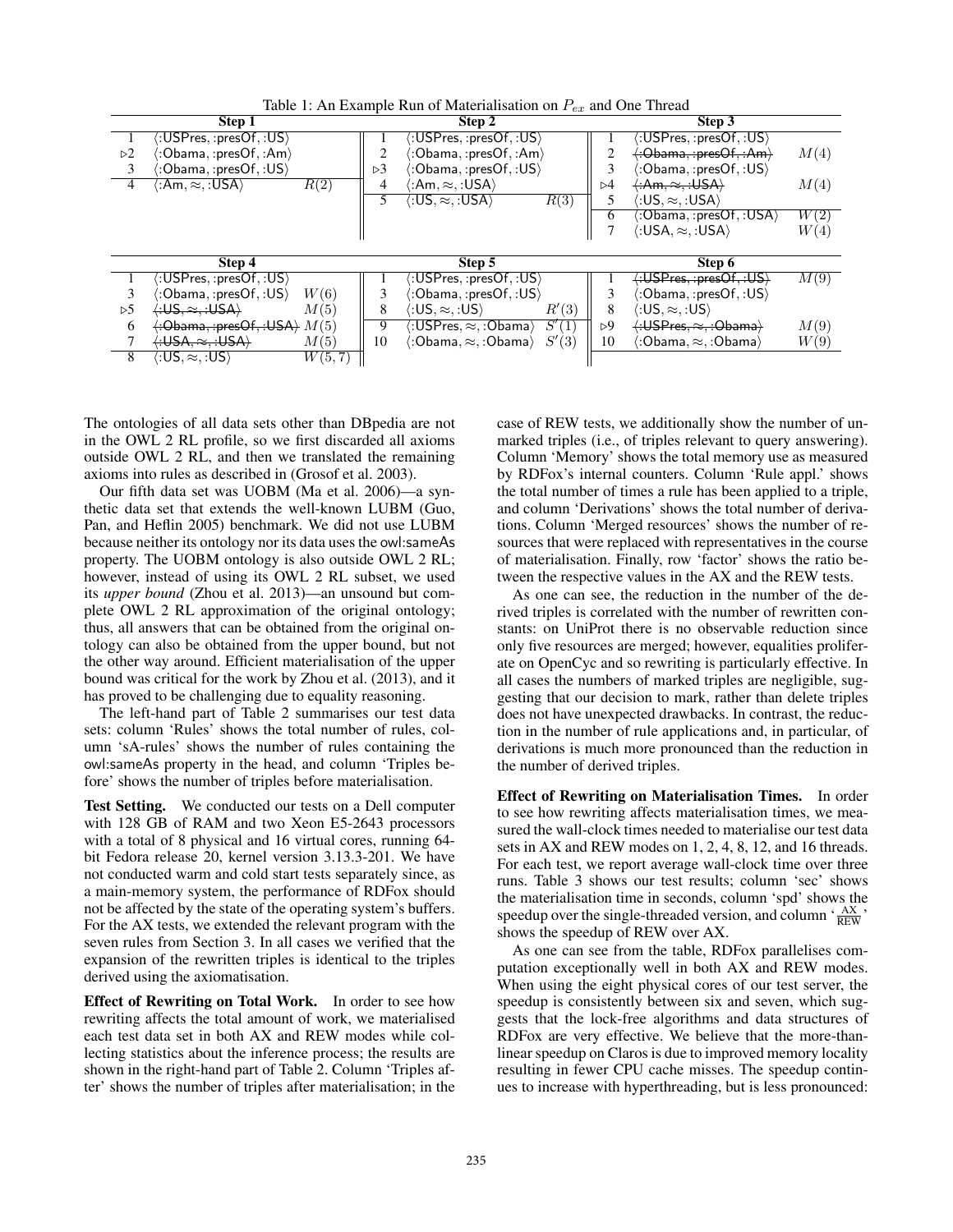Table 1: An Example Run of Materialisation on $P_{ex}$ and One Thread

| Step 1 | | | Step 2 | | | Step 3 | | |
|---|---|---|---|---|---|---|---|---|
| 1 | ⟨:USPres, :presOf, :US⟩ | | 1 | ⟨:USPres, :presOf, :US⟩ | | 1 | ⟨:USPres, :presOf, :US⟩ | |
| ▷2 | ⟨:Obama, :presOf, :Am⟩ | | 2 | ⟨:Obama, :presOf, :Am⟩ | | 2 | ~~⟨:Obama, :presOf, :Am⟩~~ | $M(4)$ |
| 3 | ⟨:Obama, :presOf, :US⟩ | | ▷3 | ⟨:Obama, :presOf, :US⟩ | | 3 | ⟨:Obama, :presOf, :US⟩ | |
| 4 | ⟨:Am, ≈, :USA⟩ | $R(2)$ | 4 | ⟨:Am, ≈, :USA⟩ | | ▷4 | ~~⟨:Am, ≈, :USA⟩~~ | $M(4)$ |
| | | | 5 | ⟨:US, ≈, :USA⟩ | $R(3)$ | 5 | ⟨:US, ≈, :USA⟩ | |
| | | | | | | 6 | ⟨:Obama, :presOf, :USA⟩ | $W(2)$ |
| | | | | | | 7 | ⟨:USA, ≈, :USA⟩ | $W(4)$ |

| Step 4 | | | Step 5 | | | Step 6 | | |
|---|---|---|---|---|---|---|---|---|
| 1 | ⟨:USPres, :presOf, :US⟩ | | 1 | ⟨:USPres, :presOf, :US⟩ | | 1 | ~~⟨:USPres, :presOf, :US⟩~~ | $M(9)$ |
| 3 | ⟨:Obama, :presOf, :US⟩ | $W(6)$ | 3 | ⟨:Obama, :presOf, :US⟩ | | 3 | ⟨:Obama, :presOf, :US⟩ | |
| ▷5 | ~~⟨:US, ≈, :USA⟩~~ | $M(5)$ | 8 | ⟨:US, ≈, :US⟩ | $R'(3)$ | 8 | ⟨:US, ≈, :US⟩ | |
| 6 | ~~⟨:Obama, :presOf, :USA⟩~~ | $M(5)$ | 9 | ⟨:USPres, ≈, :Obama⟩ | $S'(1)$ | ▷9 | ~~⟨:USPres, ≈, :Obama⟩~~ | $M(9)$ |
| 7 | ~~⟨:USA, ≈, :USA⟩~~ | $M(5)$ | 10 | ⟨:Obama, ≈, :Obama⟩ | $S'(3)$ | 10 | ⟨:Obama, ≈, :Obama⟩ | $W(9)$ |
| 8 | ⟨:US, ≈, :US⟩ | $W(5, 7)$ | | | | | | |

The ontologies of all data sets other than DBpedia are not in the OWL 2 RL profile, so we first discarded all axioms outside OWL 2 RL, and then we translated the remaining axioms into rules as described in (Grosof et al. 2003).

Our fifth data set was UOBM (Ma et al. 2006)—a synthetic data set that extends the well-known LUBM (Guo, Pan, and Heflin 2005) benchmark. We did not use LUBM because neither its ontology nor its data uses the owl:sameAs property. The UOBM ontology is also outside OWL 2 RL; however, instead of using its OWL 2 RL subset, we used its *upper bound* (Zhou et al. 2013)—an unsound but complete OWL 2 RL approximation of the original ontology; thus, all answers that can be obtained from the original ontology can also be obtained from the upper bound, but not the other way around. Efficient materialisation of the upper bound was critical for the work by Zhou et al. (2013), and it has proved to be challenging due to equality reasoning.

The left-hand part of Table 2 summarises our test data sets: column 'Rules' shows the total number of rules, column 'sA-rules' shows the number of rules containing the owl:sameAs property in the head, and column 'Triples before' shows the number of triples before materialisation.

**Test Setting.** We conducted our tests on a Dell computer with 128 GB of RAM and two Xeon E5-2643 processors with a total of 8 physical and 16 virtual cores, running 64-bit Fedora release 20, kernel version 3.13.3-201. We have not conducted warm and cold start tests separately since, as a main-memory system, the performance of RDFox should not be affected by the state of the operating system's buffers. For the AX tests, we extended the relevant program with the seven rules from Section 3. In all cases we verified that the expansion of the rewritten triples is identical to the triples derived using the axiomatisation.

**Effect of Rewriting on Total Work.** In order to see how rewriting affects the total amount of work, we materialised each test data set in both AX and REW modes while collecting statistics about the inference process; the results are shown in the right-hand part of Table 2. Column 'Triples after' shows the number of triples after materialisation; in the case of REW tests, we additionally show the number of unmarked triples (i.e., of triples relevant to query answering). Column 'Memory' shows the total memory use as measured by RDFox's internal counters. Column 'Rule appl.' shows the total number of times a rule has been applied to a triple, and column 'Derivations' shows the total number of derivations. Column 'Merged resources' shows the number of resources that were replaced with representatives in the course of materialisation. Finally, row 'factor' shows the ratio between the respective values in the AX and the REW tests.

As one can see, the reduction in the number of the derived triples is correlated with the number of rewritten constants: on UniProt there is no observable reduction since only five resources are merged; however, equalities proliferate on OpenCyc and so rewriting is particularly effective. In all cases the numbers of marked triples are negligible, suggesting that our decision to mark, rather than delete triples does not have unexpected drawbacks. In contrast, the reduction in the number of rule applications and, in particular, of derivations is much more pronounced than the reduction in the number of derived triples.

**Effect of Rewriting on Materialisation Times.** In order to see how rewriting affects materialisation times, we measured the wall-clock times needed to materialise our test data sets in AX and REW modes on 1, 2, 4, 8, 12, and 16 threads. For each test, we report average wall-clock time over three runs. Table 3 shows our test results; column 'sec' shows the materialisation time in seconds, column 'spd' shows the speedup over the single-threaded version, and column '$\frac{\text{AX}}{\text{REW}}$' shows the speedup of REW over AX.

As one can see from the table, RDFox parallelises computation exceptionally well in both AX and REW modes. When using the eight physical cores of our test server, the speedup is consistently between six and seven, which suggests that the lock-free algorithms and data structures of RDFox are very effective. We believe that the more-than-linear speedup on Claros is due to improved memory locality resulting in fewer CPU cache misses. The speedup continues to increase with hyperthreading, but is less pronounced: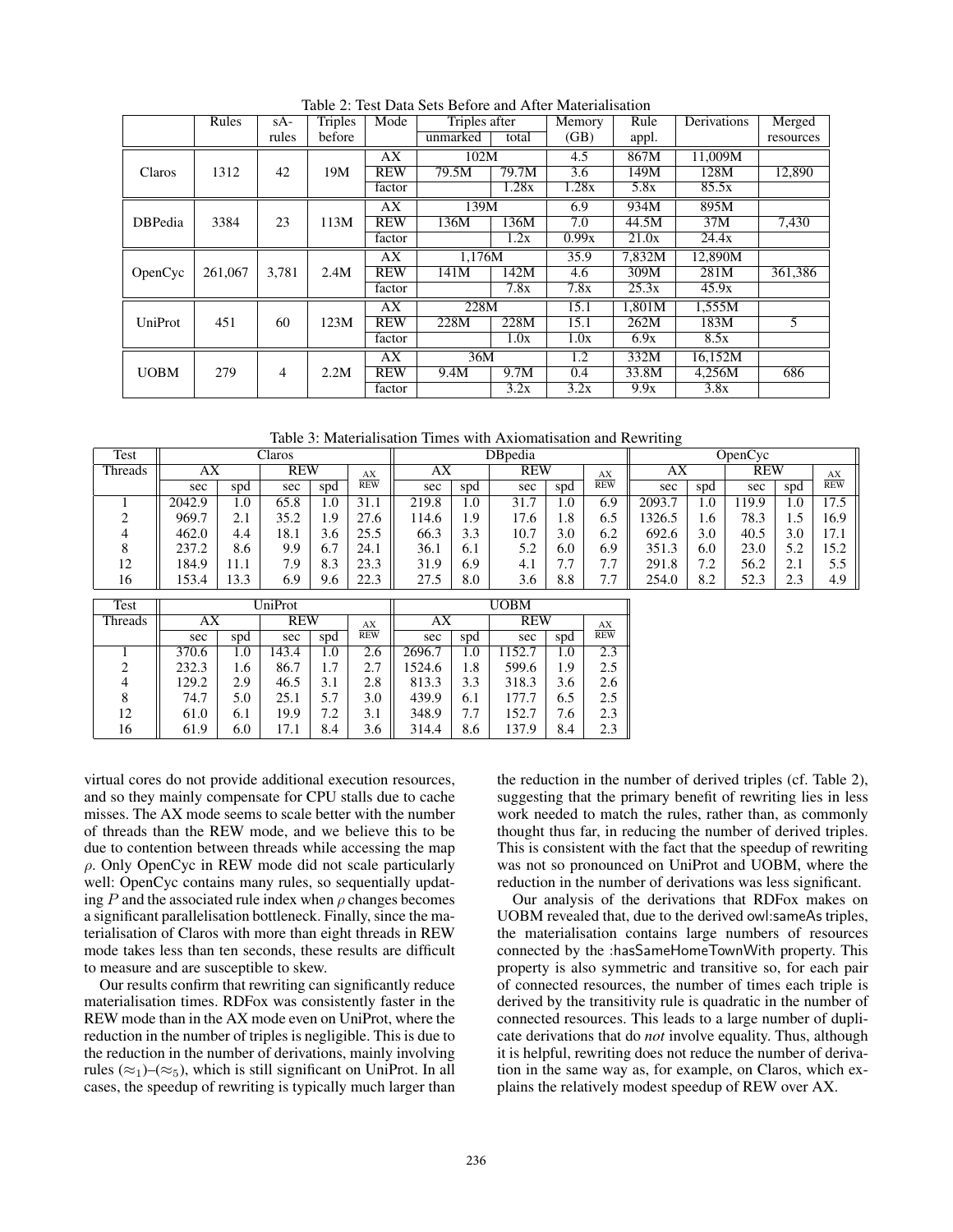Table 2: Test Data Sets Before and After Materialisation

| | Rules | sA-rules | Triples before | Mode | Triples after unmarked | Triples after total | Memory (GB) | Rule appl. | Derivations | Merged resources |
|---|---|---|---|---|---|---|---|---|---|---|
| Claros | 1312 | 42 | 19M | AX | 102M | | 4.5 | 867M | 11,009M | |
| | | | | REW | 79.5M | 79.7M | 3.6 | 149M | 128M | 12,890 |
| | | | | factor | | 1.28x | 1.28x | 5.8x | 85.5x | |
| DBPedia | 3384 | 23 | 113M | AX | 139M | | 6.9 | 934M | 895M | |
| | | | | REW | 136M | 136M | 7.0 | 44.5M | 37M | 7,430 |
| | | | | factor | | 1.2x | 0.99x | 21.0x | 24.4x | |
| OpenCyc | 261,067 | 3,781 | 2.4M | AX | 1,176M | | 35.9 | 7,832M | 12,890M | |
| | | | | REW | 141M | 142M | 4.6 | 309M | 281M | 361,386 |
| | | | | factor | | 7.8x | 7.8x | 25.3x | 45.9x | |
| UniProt | 451 | 60 | 123M | AX | 228M | | 15.1 | 1,801M | 1,555M | |
| | | | | REW | 228M | 228M | 15.1 | 262M | 183M | 5 |
| | | | | factor | | 1.0x | 1.0x | 6.9x | 8.5x | |
| UOBM | 279 | 4 | 2.2M | AX | 36M | | 1.2 | 332M | 16,152M | |
| | | | | REW | 9.4M | 9.7M | 0.4 | 33.8M | 4,256M | 686 |
| | | | | factor | | 3.2x | 3.2x | 9.9x | 3.8x | |

Table 3: Materialisation Times with Axiomatisation and Rewriting

| Test | Claros | | | | | DBpedia | | | | | OpenCyc | | | | |
|---|---|---|---|---|---|---|---|---|---|---|---|---|---|---|---|
| Threads | AX | | REW | | AX/REW | AX | | REW | | AX/REW | AX | | REW | | AX/REW |
| | sec | spd | sec | spd | | sec | spd | sec | spd | | sec | spd | sec | spd | |
| 1 | 2042.9 | 1.0 | 65.8 | 1.0 | 31.1 | 219.8 | 1.0 | 31.7 | 1.0 | 6.9 | 2093.7 | 1.0 | 119.9 | 1.0 | 17.5 |
| 2 | 969.7 | 2.1 | 35.2 | 1.9 | 27.6 | 114.6 | 1.9 | 17.6 | 1.8 | 6.5 | 1326.5 | 1.6 | 78.3 | 1.5 | 16.9 |
| 4 | 462.0 | 4.4 | 18.1 | 3.6 | 25.5 | 66.3 | 3.3 | 10.7 | 3.0 | 6.2 | 692.6 | 3.0 | 40.5 | 3.0 | 17.1 |
| 8 | 237.2 | 8.6 | 9.9 | 6.7 | 24.1 | 36.1 | 6.1 | 5.2 | 6.0 | 6.9 | 351.3 | 6.0 | 23.0 | 5.2 | 15.2 |
| 12 | 184.9 | 11.1 | 7.9 | 8.3 | 23.3 | 31.9 | 6.9 | 4.1 | 7.7 | 7.7 | 291.8 | 7.2 | 56.2 | 2.1 | 5.5 |
| 16 | 153.4 | 13.3 | 6.9 | 9.6 | 22.3 | 27.5 | 8.0 | 3.6 | 8.8 | 7.7 | 254.0 | 8.2 | 52.3 | 2.3 | 4.9 |

| Test | UniProt | | | | | UOBM | | | | |
|---|---|---|---|---|---|---|---|---|---|---|
| Threads | AX | | REW | | AX/REW | AX | | REW | | AX/REW |
| | sec | spd | sec | spd | | sec | spd | sec | spd | |
| 1 | 370.6 | 1.0 | 143.4 | 1.0 | 2.6 | 2696.7 | 1.0 | 1152.7 | 1.0 | 2.3 |
| 2 | 232.3 | 1.6 | 86.7 | 1.7 | 2.7 | 1524.6 | 1.8 | 599.6 | 1.9 | 2.5 |
| 4 | 129.2 | 2.9 | 46.5 | 3.1 | 2.8 | 813.3 | 3.3 | 318.3 | 3.6 | 2.6 |
| 8 | 74.7 | 5.0 | 25.1 | 5.7 | 3.0 | 439.9 | 6.1 | 177.7 | 6.5 | 2.5 |
| 12 | 61.0 | 6.1 | 19.9 | 7.2 | 3.1 | 348.9 | 7.7 | 152.7 | 7.6 | 2.3 |
| 16 | 61.9 | 6.0 | 17.1 | 8.4 | 3.6 | 314.4 | 8.6 | 137.9 | 8.4 | 2.3 |

virtual cores do not provide additional execution resources, and so they mainly compensate for CPU stalls due to cache misses. The AX mode seems to scale better with the number of threads than the REW mode, and we believe this to be due to contention between threads while accessing the map $\rho$. Only OpenCyc in REW mode did not scale particularly well: OpenCyc contains many rules, so sequentially updating $P$ and the associated rule index when $\rho$ changes becomes a significant parallelisation bottleneck. Finally, since the materialisation of Claros with more than eight threads in REW mode takes less than ten seconds, these results are difficult to measure and are susceptible to skew.

Our results confirm that rewriting can significantly reduce materialisation times. RDFox was consistently faster in the REW mode than in the AX mode even on UniProt, where the reduction in the number of triples is negligible. This is due to the reduction in the number of derivations, mainly involving rules ($\approx_1$)–($\approx_5$), which is still significant on UniProt. In all cases, the speedup of rewriting is typically much larger than the reduction in the number of derived triples (cf. Table 2), suggesting that the primary benefit of rewriting lies in less work needed to match the rules, rather than, as commonly thought thus far, in reducing the number of derived triples. This is consistent with the fact that the speedup of rewriting was not so pronounced on UniProt and UOBM, where the reduction in the number of derivations was less significant.

Our analysis of the derivations that RDFox makes on UOBM revealed that, due to the derived owl:sameAs triples, the materialisation contains large numbers of resources connected by the :hasSameHomeTownWith property. This property is also symmetric and transitive so, for each pair of connected resources, the number of times each triple is derived by the transitivity rule is quadratic in the number of connected resources. This leads to a large number of duplicate derivations that do *not* involve equality. Thus, although it is helpful, rewriting does not reduce the number of derivation in the same way as, for example, on Claros, which explains the relatively modest speedup of REW over AX.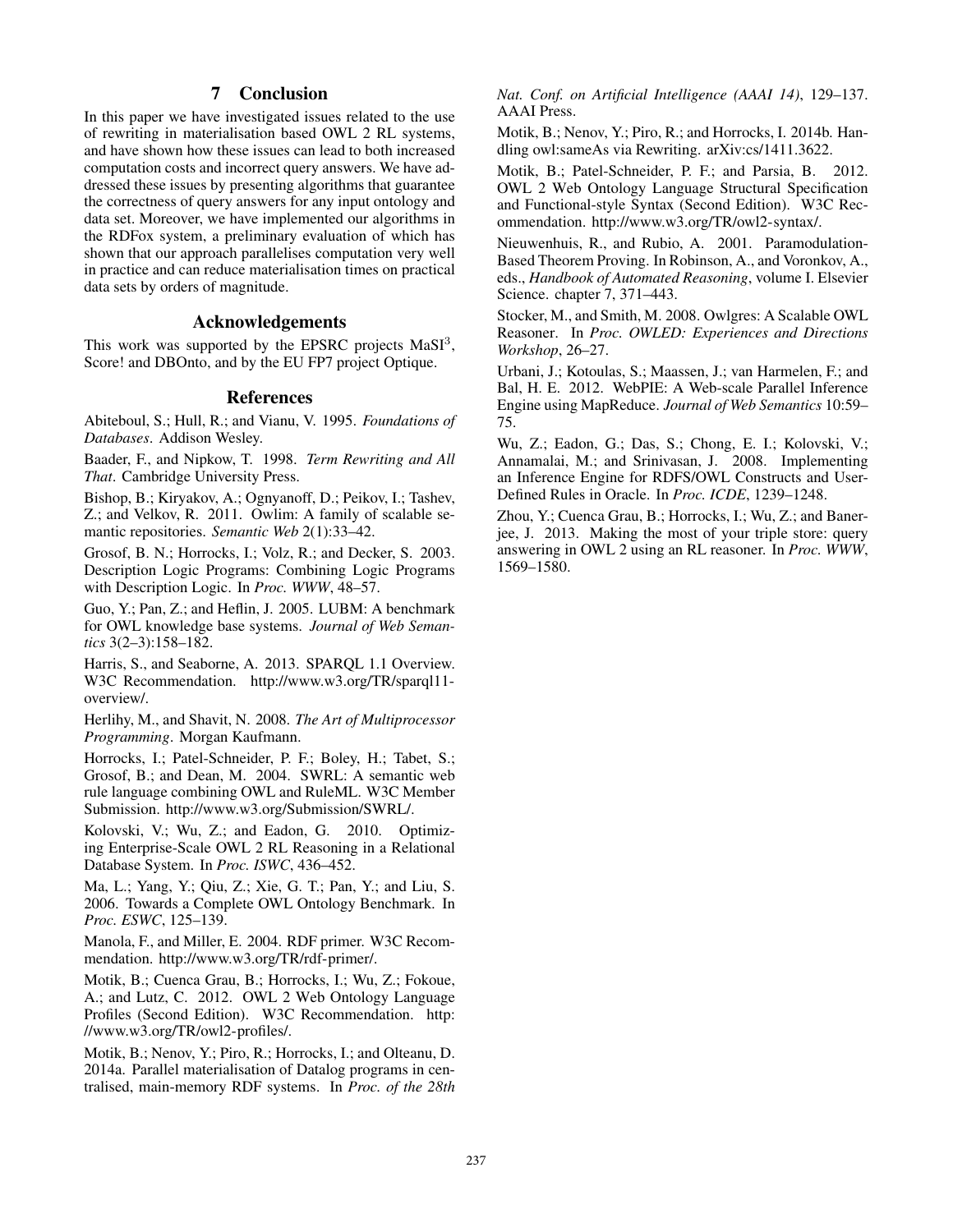## 7 Conclusion

In this paper we have investigated issues related to the use of rewriting in materialisation based OWL 2 RL systems, and have shown how these issues can lead to both increased computation costs and incorrect query answers. We have addressed these issues by presenting algorithms that guarantee the correctness of query answers for any input ontology and data set. Moreover, we have implemented our algorithms in the RDFox system, a preliminary evaluation of which has shown that our approach parallelises computation very well in practice and can reduce materialisation times on practical data sets by orders of magnitude.

## Acknowledgements

This work was supported by the EPSRC projects MaSI$^3$, Score! and DBOnto, and by the EU FP7 project Optique.

## References

Abiteboul, S.; Hull, R.; and Vianu, V. 1995. *Foundations of Databases*. Addison Wesley.

Baader, F., and Nipkow, T. 1998. *Term Rewriting and All That*. Cambridge University Press.

Bishop, B.; Kiryakov, A.; Ognyanoff, D.; Peikov, I.; Tashev, Z.; and Velkov, R. 2011. Owlim: A family of scalable semantic repositories. *Semantic Web* 2(1):33–42.

Grosof, B. N.; Horrocks, I.; Volz, R.; and Decker, S. 2003. Description Logic Programs: Combining Logic Programs with Description Logic. In *Proc. WWW*, 48–57.

Guo, Y.; Pan, Z.; and Heflin, J. 2005. LUBM: A benchmark for OWL knowledge base systems. *Journal of Web Semantics* 3(2–3):158–182.

Harris, S., and Seaborne, A. 2013. SPARQL 1.1 Overview. W3C Recommendation. http://www.w3.org/TR/sparql11-overview/.

Herlihy, M., and Shavit, N. 2008. *The Art of Multiprocessor Programming*. Morgan Kaufmann.

Horrocks, I.; Patel-Schneider, P. F.; Boley, H.; Tabet, S.; Grosof, B.; and Dean, M. 2004. SWRL: A semantic web rule language combining OWL and RuleML. W3C Member Submission. http://www.w3.org/Submission/SWRL/.

Kolovski, V.; Wu, Z.; and Eadon, G. 2010. Optimizing Enterprise-Scale OWL 2 RL Reasoning in a Relational Database System. In *Proc. ISWC*, 436–452.

Ma, L.; Yang, Y.; Qiu, Z.; Xie, G. T.; Pan, Y.; and Liu, S. 2006. Towards a Complete OWL Ontology Benchmark. In *Proc. ESWC*, 125–139.

Manola, F., and Miller, E. 2004. RDF primer. W3C Recommendation. http://www.w3.org/TR/rdf-primer/.

Motik, B.; Cuenca Grau, B.; Horrocks, I.; Wu, Z.; Fokoue, A.; and Lutz, C. 2012. OWL 2 Web Ontology Language Profiles (Second Edition). W3C Recommendation. http://www.w3.org/TR/owl2-profiles/.

Motik, B.; Nenov, Y.; Piro, R.; Horrocks, I.; and Olteanu, D. 2014a. Parallel materialisation of Datalog programs in centralised, main-memory RDF systems. In *Proc. of the 28th Nat. Conf. on Artificial Intelligence (AAAI 14)*, 129–137. AAAI Press.

Motik, B.; Nenov, Y.; Piro, R.; and Horrocks, I. 2014b. Handling owl:sameAs via Rewriting. arXiv:cs/1411.3622.

Motik, B.; Patel-Schneider, P. F.; and Parsia, B. 2012. OWL 2 Web Ontology Language Structural Specification and Functional-style Syntax (Second Edition). W3C Recommendation. http://www.w3.org/TR/owl2-syntax/.

Nieuwenhuis, R., and Rubio, A. 2001. Paramodulation-Based Theorem Proving. In Robinson, A., and Voronkov, A., eds., *Handbook of Automated Reasoning*, volume I. Elsevier Science. chapter 7, 371–443.

Stocker, M., and Smith, M. 2008. Owlgres: A Scalable OWL Reasoner. In *Proc. OWLED: Experiences and Directions Workshop*, 26–27.

Urbani, J.; Kotoulas, S.; Maassen, J.; van Harmelen, F.; and Bal, H. E. 2012. WebPIE: A Web-scale Parallel Inference Engine using MapReduce. *Journal of Web Semantics* 10:59–75.

Wu, Z.; Eadon, G.; Das, S.; Chong, E. I.; Kolovski, V.; Annamalai, M.; and Srinivasan, J. 2008. Implementing an Inference Engine for RDFS/OWL Constructs and User-Defined Rules in Oracle. In *Proc. ICDE*, 1239–1248.

Zhou, Y.; Cuenca Grau, B.; Horrocks, I.; Wu, Z.; and Banerjee, J. 2013. Making the most of your triple store: query answering in OWL 2 using an RL reasoner. In *Proc. WWW*, 1569–1580.